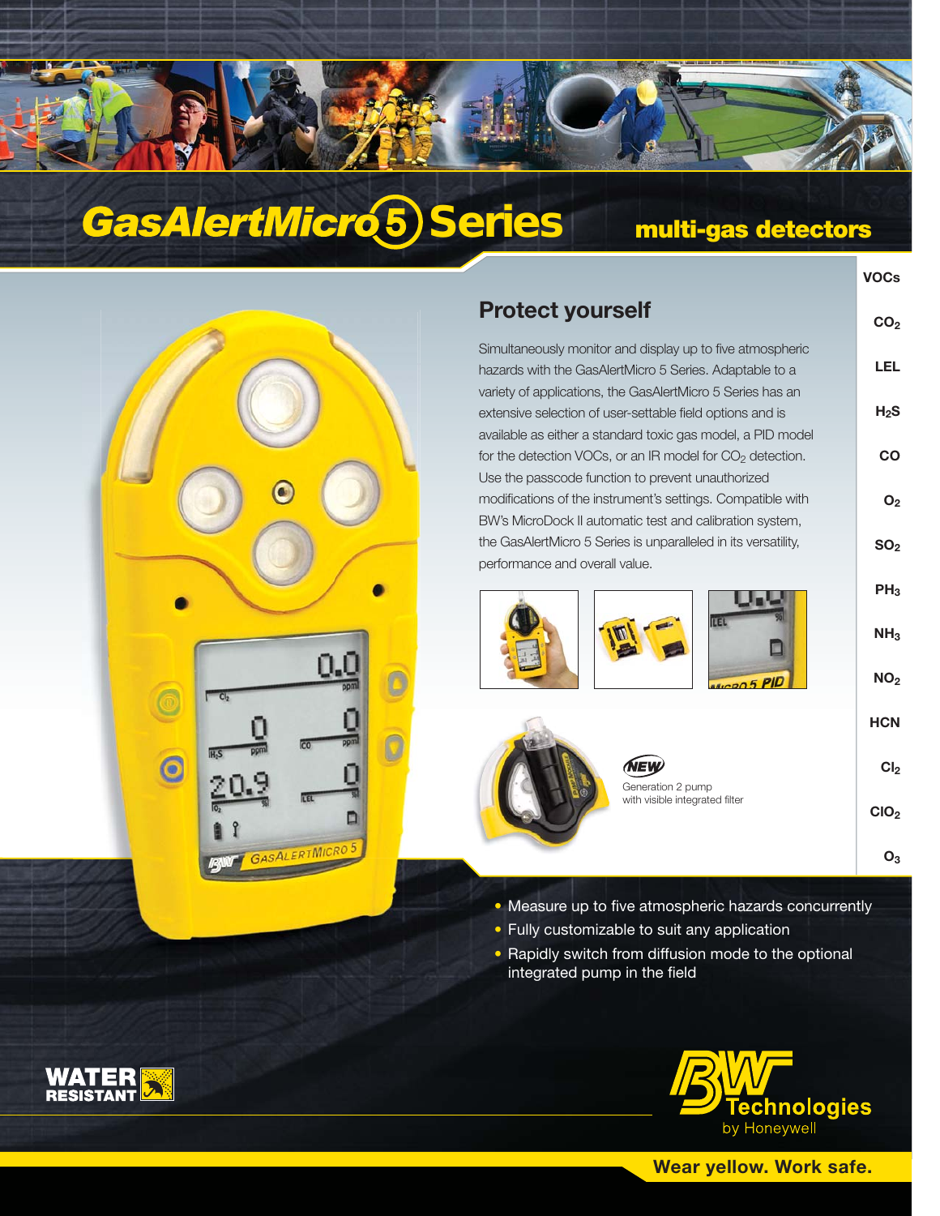# GasAlertMicro 5 Series

## multi-gas detectors

VOCs

$CO_2$

LEL

$H_2S$

CO

$O_2$

$SO_2$

$PH_3$

$NH_3$

$NO_2$

HCN

$Cl_2$

$ClO_2$

$O_3$

## Protect yourself

Simultaneously monitor and display up to five atmospheric hazards with the GasAlertMicro 5 Series. Adaptable to a variety of applications, the GasAlertMicro 5 Series has an extensive selection of user-settable field options and is available as either a standard toxic gas model, a PID model for the detection VOCs, or an IR model for $CO_2$ detection. Use the passcode function to prevent unauthorized modifications of the instrument's settings. Compatible with BW's MicroDock II automatic test and calibration system, the GasAlertMicro 5 Series is unparalleled in its versatility, performance and overall value.

NEW

Generation 2 pump with visible integrated filter

- Measure up to five atmospheric hazards concurrently
- Fully customizable to suit any application
- Rapidly switch from diffusion mode to the optional integrated pump in the field

WATER RESISTANT

BW Technologies by Honeywell

Wear yellow. Work safe.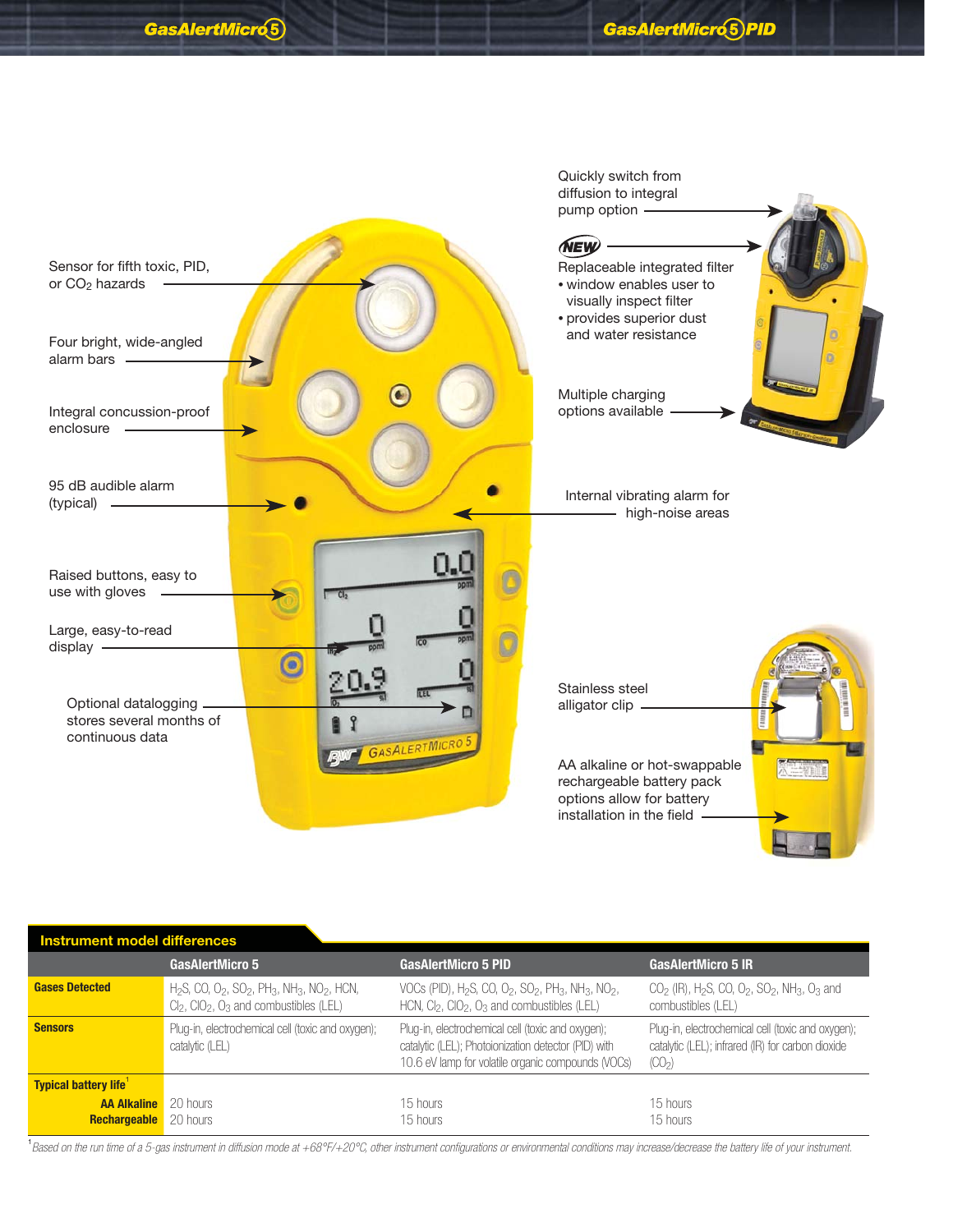## GasAlertMicro 5 / GasAlertMicro 5 PID

Sensor for fifth toxic, PID, or $CO_2$ hazards

Four bright, wide-angled alarm bars

Integral concussion-proof enclosure

95 dB audible alarm (typical)

Raised buttons, easy to use with gloves

Large, easy-to-read display

Optional datalogging stores several months of continuous data

Quickly switch from diffusion to integral pump option

**NEW**

Replaceable integrated filter
- window enables user to visually inspect filter
- provides superior dust and water resistance

Multiple charging options available

Internal vibrating alarm for high-noise areas

Stainless steel alligator clip

AA alkaline or hot-swappable rechargeable battery pack options allow for battery installation in the field

### Instrument model differences

| | GasAlertMicro 5 | GasAlertMicro 5 PID | GasAlertMicro 5 IR |
|---|---|---|---|
| **Gases Detected** | $H_2S$, CO, $O_2$, $SO_2$, $PH_3$, $NH_3$, $NO_2$, HCN, $Cl_2$, $ClO_2$, $O_3$ and combustibles (LEL) | VOCs (PID), $H_2S$, CO, $O_2$, $SO_2$, $PH_3$, $NH_3$, $NO_2$, HCN, $Cl_2$, $ClO_2$, $O_3$ and combustibles (LEL) | $CO_2$ (IR), $H_2S$, CO, $O_2$, $SO_2$, $NH_3$, $O_3$ and combustibles (LEL) |
| **Sensors** | Plug-in, electrochemical cell (toxic and oxygen); catalytic (LEL) | Plug-in, electrochemical cell (toxic and oxygen); catalytic (LEL); Photoionization detector (PID) with 10.6 eV lamp for volatile organic compounds (VOCs) | Plug-in, electrochemical cell (toxic and oxygen); catalytic (LEL); infrared (IR) for carbon dioxide ($CO_2$) |
| **Typical battery life**[1] | | | |
| **AA Alkaline** | 20 hours | 15 hours | 15 hours |
| **Rechargeable** | 20 hours | 15 hours | 15 hours |

[1] *Based on the run time of a 5-gas instrument in diffusion mode at +68°F/+20°C, other instrument configurations or environmental conditions may increase/decrease the battery life of your instrument.*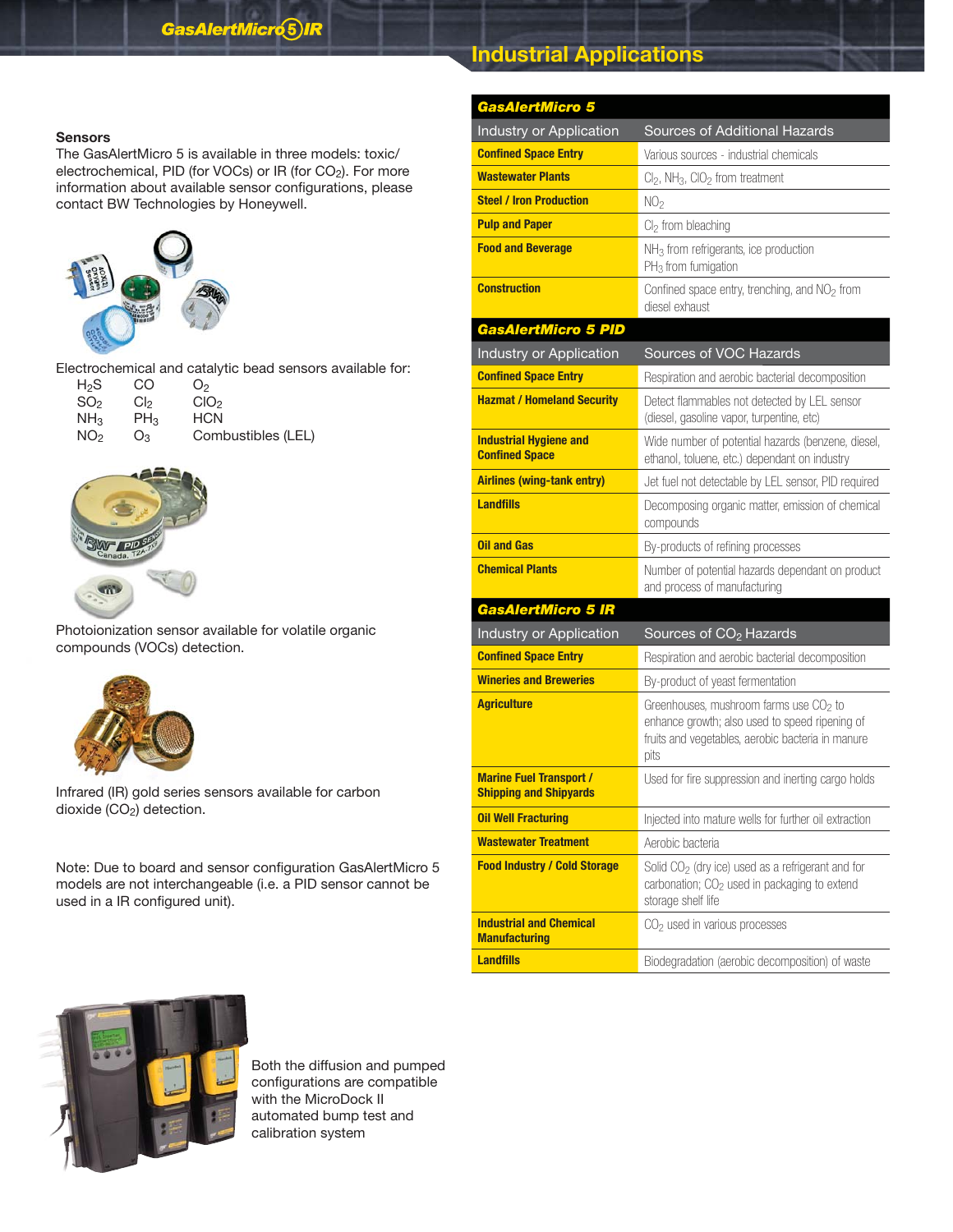# Industrial Applications

## Sensors

The GasAlertMicro 5 is available in three models: toxic/ electrochemical, PID (for VOCs) or IR (for $CO_2$). For more information about available sensor configurations, please contact BW Technologies by Honeywell.

Electrochemical and catalytic bead sensors available for:

| | | |
|---|---|---|
| $H_2S$ | CO | $O_2$ |
| $SO_2$ | $Cl_2$ | $ClO_2$ |
| $NH_3$ | $PH_3$ | HCN |
| $NO_2$ | $O_3$ | Combustibles (LEL) |

Photoionization sensor available for volatile organic compounds (VOCs) detection.

Infrared (IR) gold series sensors available for carbon dioxide ($CO_2$) detection.

Note: Due to board and sensor configuration GasAlertMicro 5 models are not interchangeable (i.e. a PID sensor cannot be used in a IR configured unit).

Both the diffusion and pumped configurations are compatible with the MicroDock II automated bump test and calibration system

### GasAlertMicro 5

| Industry or Application | Sources of Additional Hazards |
|---|---|
| **Confined Space Entry** | Various sources - industrial chemicals |
| **Wastewater Plants** | $Cl_2$, $NH_3$, $ClO_2$ from treatment |
| **Steel / Iron Production** | $NO_2$ |
| **Pulp and Paper** | $Cl_2$ from bleaching |
| **Food and Beverage** | $NH_3$ from refrigerants, ice production<br>$PH_3$ from fumigation |
| **Construction** | Confined space entry, trenching, and $NO_2$ from diesel exhaust |

### GasAlertMicro 5 PID

| Industry or Application | Sources of VOC Hazards |
|---|---|
| **Confined Space Entry** | Respiration and aerobic bacterial decomposition |
| **Hazmat / Homeland Security** | Detect flammables not detected by LEL sensor (diesel, gasoline vapor, turpentine, etc) |
| **Industrial Hygiene and Confined Space** | Wide number of potential hazards (benzene, diesel, ethanol, toluene, etc.) dependant on industry |
| **Airlines (wing-tank entry)** | Jet fuel not detectable by LEL sensor, PID required |
| **Landfills** | Decomposing organic matter, emission of chemical compounds |
| **Oil and Gas** | By-products of refining processes |
| **Chemical Plants** | Number of potential hazards dependant on product and process of manufacturing |

### GasAlertMicro 5 IR

| Industry or Application | Sources of $CO_2$ Hazards |
|---|---|
| **Confined Space Entry** | Respiration and aerobic bacterial decomposition |
| **Wineries and Breweries** | By-product of yeast fermentation |
| **Agriculture** | Greenhouses, mushroom farms use $CO_2$ to enhance growth; also used to speed ripening of fruits and vegetables, aerobic bacteria in manure pits |
| **Marine Fuel Transport / Shipping and Shipyards** | Used for fire suppression and inerting cargo holds |
| **Oil Well Fracturing** | Injected into mature wells for further oil extraction |
| **Wastewater Treatment** | Aerobic bacteria |
| **Food Industry / Cold Storage** | Solid $CO_2$ (dry ice) used as a refrigerant and for carbonation; $CO_2$ used in packaging to extend storage shelf life |
| **Industrial and Chemical Manufacturing** | $CO_2$ used in various processes |
| **Landfills** | Biodegradation (aerobic decomposition) of waste |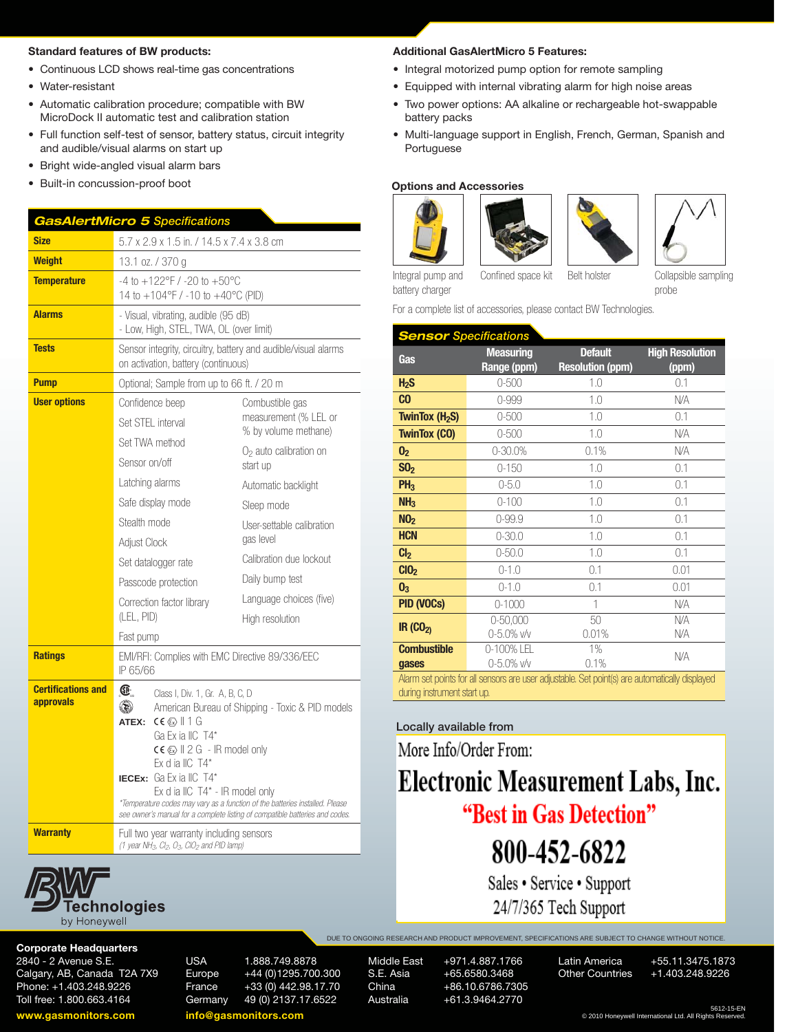### Standard features of BW products:

- Continuous LCD shows real-time gas concentrations
- Water-resistant
- Automatic calibration procedure; compatible with BW MicroDock II automatic test and calibration station
- Full function self-test of sensor, battery status, circuit integrity and audible/visual alarms on start up
- Bright wide-angled visual alarm bars
- Built-in concussion-proof boot

## *GasAlertMicro 5* Specifications

| | | |
|---|---|---|
| **Size** | 5.7 x 2.9 x 1.5 in. / 14.5 x 7.4 x 3.8 cm | |
| **Weight** | 13.1 oz. / 370 g | |
| **Temperature** | -4 to +122°F / -20 to +50°C<br>14 to +104°F / -10 to +40°C (PID) | |
| **Alarms** | - Visual, vibrating, audible (95 dB)<br>- Low, High, STEL, TWA, OL (over limit) | |
| **Tests** | Sensor integrity, circuitry, battery and audible/visual alarms on activation, battery (continuous) | |
| **Pump** | Optional; Sample from up to 66 ft. / 20 m | |
| **User options** | Confidence beep<br>Set STEL interval<br>Set TWA method<br>Sensor on/off<br>Latching alarms<br>Safe display mode<br>Stealth mode<br>Adjust Clock<br>Set datalogger rate<br>Passcode protection<br>Correction factor library (LEL, PID)<br>Fast pump | Combustible gas measurement (% LEL or % by volume methane)<br>$O_2$ auto calibration on start up<br>Automatic backlight<br>Sleep mode<br>User-settable calibration gas level<br>Calibration due lockout<br>Daily bump test<br>Language choices (five)<br>High resolution |
| **Ratings** | EMI/RFI: Complies with EMC Directive 89/336/EEC<br>IP 65/66 | |
| **Certifications and approvals** | Class I, Div. 1, Gr. A, B, C, D<br>American Bureau of Shipping - Toxic & PID models<br>**ATEX:** CE II 1 G<br>Ga Ex ia IIC T4*<br>CE II 2 G - IR model only<br>Ex d ia IIC T4*<br>**IECEx:** Ga Ex ia IIC T4*<br>Ex d ia IIC T4* - IR model only<br>*\*Temperature codes may vary as a function of the batteries installed. Please see owner's manual for a complete listing of compatible batteries and codes.* | |
| **Warranty** | Full two year warranty including sensors<br>*(1 year $NH_3$, $Cl_2$, $O_3$, $ClO_2$ and PID lamp)* | |

**BW Technologies** by Honeywell

### Additional GasAlertMicro 5 Features:

- Integral motorized pump option for remote sampling
- Equipped with internal vibrating alarm for high noise areas
- Two power options: AA alkaline or rechargeable hot-swappable battery packs
- Multi-language support in English, French, German, Spanish and Portuguese

### Options and Accessories

Integral pump and battery charger

Confined space kit

Belt holster

Collapsible sampling probe

For a complete list of accessories, please contact BW Technologies.

## *Sensor* Specifications

| Gas | Measuring Range (ppm) | Default Resolution (ppm) | High Resolution (ppm) |
|---|---|---|---|
| **$H_2S$** | 0-500 | 1.0 | 0.1 |
| **CO** | 0-999 | 1.0 | N/A |
| **TwinTox ($H_2S$)** | 0-500 | 1.0 | 0.1 |
| **TwinTox (CO)** | 0-500 | 1.0 | N/A |
| **$O_2$** | 0-30.0% | 0.1% | N/A |
| **$SO_2$** | 0-150 | 1.0 | 0.1 |
| **$PH_3$** | 0-5.0 | 1.0 | 0.1 |
| **$NH_3$** | 0-100 | 1.0 | 0.1 |
| **$NO_2$** | 0-99.9 | 1.0 | 0.1 |
| **HCN** | 0-30.0 | 1.0 | 0.1 |
| **$Cl_2$** | 0-50.0 | 1.0 | 0.1 |
| **$ClO_2$** | 0-1.0 | 0.1 | 0.01 |
| **$O_3$** | 0-1.0 | 0.1 | 0.01 |
| **PID (VOCs)** | 0-1000 | 1 | N/A |
| **IR ($CO_2$)** | 0-50,000<br>0-5.0% v/v | 50<br>0.01% | N/A<br>N/A |
| **Combustible gases** | 0-100% LEL<br>0-5.0% v/v | 1%<br>0.1% | N/A |

Alarm set points for all sensors are user adjustable. Set point(s) are automatically displayed during instrument start up.

Locally available from

More Info/Order From:

**Electronic Measurement Labs, Inc.**

**"Best in Gas Detection"**

**800-452-6822**

Sales • Service • Support

24/7/365 Tech Support

DUE TO ONGOING RESEARCH AND PRODUCT IMPROVEMENT, SPECIFICATIONS ARE SUBJECT TO CHANGE WITHOUT NOTICE.

**Corporate Headquarters**
2840 - 2 Avenue S.E.
Calgary, AB, Canada T2A 7X9
Phone: +1.403.248.9226
Toll free: 1.800.663.4164

| | | | | | |
|---|---|---|---|---|---|
| USA | 1.888.749.8878 | Middle East | +971.4.887.1766 | Latin America | +55.11.3475.1873 |
| Europe | +44 (0)1295.700.300 | S.E. Asia | +65.6580.3468 | Other Countries | +1.403.248.9226 |
| France | +33 (0) 442.98.17.70 | China | +86.10.6786.7305 | | |
| Germany | 49 (0) 2137.17.6522 | Australia | +61.3.9464.2770 | | |

**www.gasmonitors.com** **info@gasmonitors.com**

5612-15-EN
© 2010 Honeywell International Ltd. All Rights Reserved.